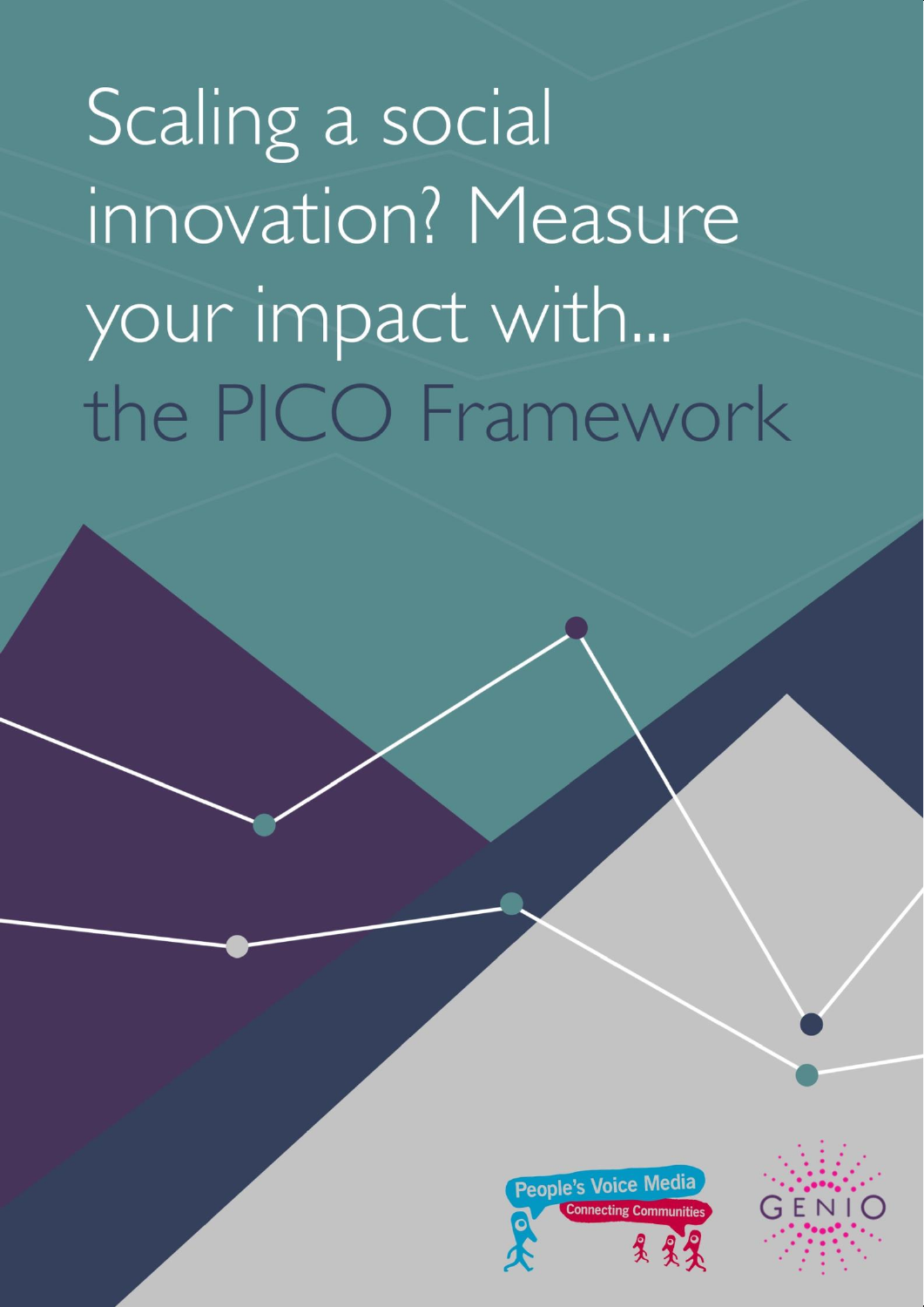# Scaling a social innovation? Measure your impact with... the PICO Framework

People's Voice Media
Connecting Communities

GENIO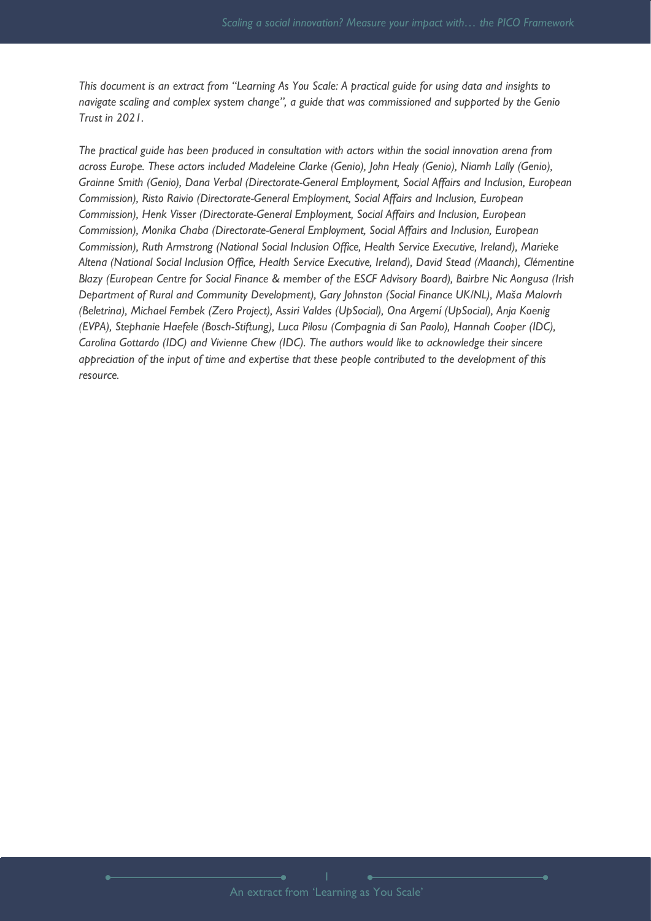*This document is an extract from "Learning As You Scale: A practical guide for using data and insights to navigate scaling and complex system change", a guide that was commissioned and supported by the Genio Trust in 2021.*

*The practical guide has been produced in consultation with actors within the social innovation arena from across Europe. These actors included Madeleine Clarke (Genio), John Healy (Genio), Niamh Lally (Genio), Grainne Smith (Genio), Dana Verbal (Directorate-General Employment, Social Affairs and Inclusion, European Commission), Risto Raivio (Directorate-General Employment, Social Affairs and Inclusion, European Commission), Henk Visser (Directorate-General Employment, Social Affairs and Inclusion, European Commission), Monika Chaba (Directorate-General Employment, Social Affairs and Inclusion, European Commission), Ruth Armstrong (National Social Inclusion Office, Health Service Executive, Ireland), Marieke Altena (National Social Inclusion Office, Health Service Executive, Ireland), David Stead (Maanch), Clémentine Blazy (European Centre for Social Finance & member of the ESCF Advisory Board), Bairbre Nic Aongusa (Irish Department of Rural and Community Development), Gary Johnston (Social Finance UK/NL), Maša Malovrh (Beletrina), Michael Fembek (Zero Project), Assiri Valdes (UpSocial), Ona Argemí (UpSocial), Anja Koenig (EVPA), Stephanie Haefele (Bosch-Stiftung), Luca Pilosu (Compagnia di San Paolo), Hannah Cooper (IDC), Carolina Gottardo (IDC) and Vivienne Chew (IDC). The authors would like to acknowledge their sincere appreciation of the input of time and expertise that these people contributed to the development of this resource.*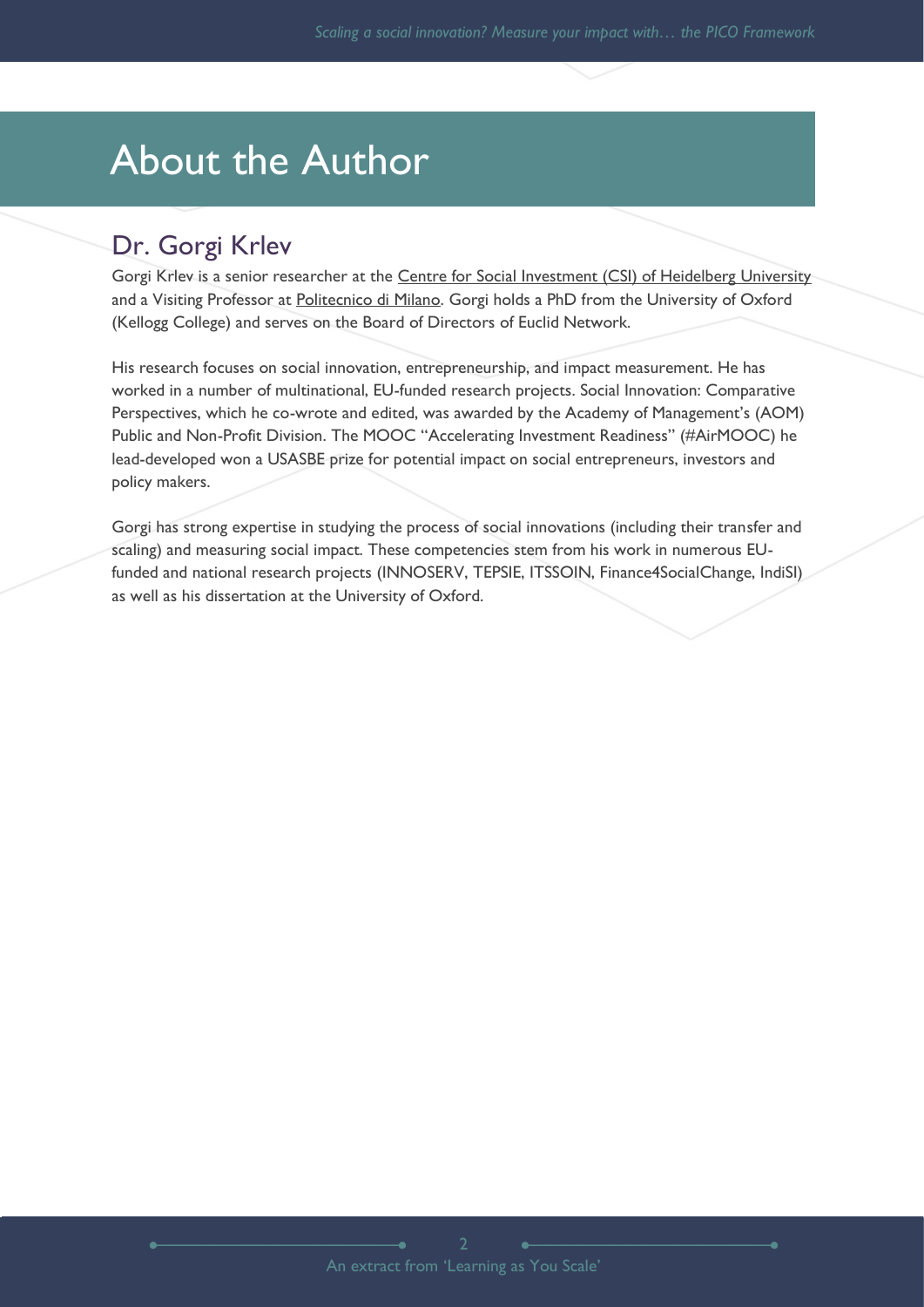# About the Author

## Dr. Gorgi Krlev

Gorgi Krlev is a senior researcher at the Centre for Social Investment (CSI) of Heidelberg University and a Visiting Professor at Politecnico di Milano. Gorgi holds a PhD from the University of Oxford (Kellogg College) and serves on the Board of Directors of Euclid Network.

His research focuses on social innovation, entrepreneurship, and impact measurement. He has worked in a number of multinational, EU-funded research projects. Social Innovation: Comparative Perspectives, which he co-wrote and edited, was awarded by the Academy of Management's (AOM) Public and Non-Profit Division. The MOOC "Accelerating Investment Readiness" (#AirMOOC) he lead-developed won a USASBE prize for potential impact on social entrepreneurs, investors and policy makers.

Gorgi has strong expertise in studying the process of social innovations (including their transfer and scaling) and measuring social impact. These competencies stem from his work in numerous EU-funded and national research projects (INNOSERV, TEPSIE, ITSSOIN, Finance4SocialChange, IndiSI) as well as his dissertation at the University of Oxford.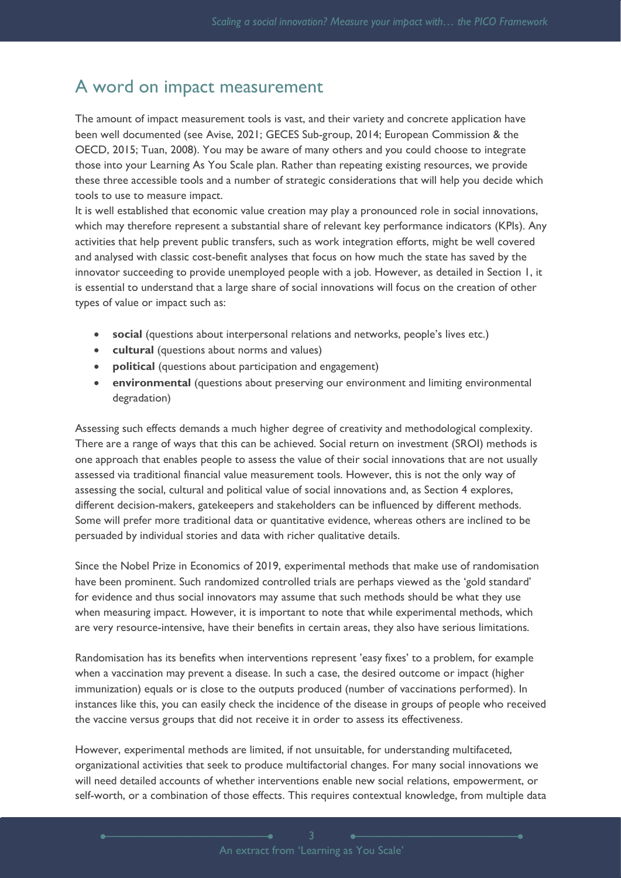## A word on impact measurement

The amount of impact measurement tools is vast, and their variety and concrete application have been well documented (see Avise, 2021; GECES Sub-group, 2014; European Commission & the OECD, 2015; Tuan, 2008). You may be aware of many others and you could choose to integrate those into your Learning As You Scale plan. Rather than repeating existing resources, we provide these three accessible tools and a number of strategic considerations that will help you decide which tools to use to measure impact.

It is well established that economic value creation may play a pronounced role in social innovations, which may therefore represent a substantial share of relevant key performance indicators (KPIs). Any activities that help prevent public transfers, such as work integration efforts, might be well covered and analysed with classic cost-benefit analyses that focus on how much the state has saved by the innovator succeeding to provide unemployed people with a job. However, as detailed in Section 1, it is essential to understand that a large share of social innovations will focus on the creation of other types of value or impact such as:

- **social** (questions about interpersonal relations and networks, people's lives etc.)
- **cultural** (questions about norms and values)
- **political** (questions about participation and engagement)
- **environmental** (questions about preserving our environment and limiting environmental degradation)

Assessing such effects demands a much higher degree of creativity and methodological complexity. There are a range of ways that this can be achieved. Social return on investment (SROI) methods is one approach that enables people to assess the value of their social innovations that are not usually assessed via traditional financial value measurement tools. However, this is not the only way of assessing the social, cultural and political value of social innovations and, as Section 4 explores, different decision-makers, gatekeepers and stakeholders can be influenced by different methods. Some will prefer more traditional data or quantitative evidence, whereas others are inclined to be persuaded by individual stories and data with richer qualitative details.

Since the Nobel Prize in Economics of 2019, experimental methods that make use of randomisation have been prominent. Such randomized controlled trials are perhaps viewed as the 'gold standard' for evidence and thus social innovators may assume that such methods should be what they use when measuring impact. However, it is important to note that while experimental methods, which are very resource-intensive, have their benefits in certain areas, they also have serious limitations.

Randomisation has its benefits when interventions represent 'easy fixes' to a problem, for example when a vaccination may prevent a disease. In such a case, the desired outcome or impact (higher immunization) equals or is close to the outputs produced (number of vaccinations performed). In instances like this, you can easily check the incidence of the disease in groups of people who received the vaccine versus groups that did not receive it in order to assess its effectiveness.

However, experimental methods are limited, if not unsuitable, for understanding multifaceted, organizational activities that seek to produce multifactorial changes. For many social innovations we will need detailed accounts of whether interventions enable new social relations, empowerment, or self-worth, or a combination of those effects. This requires contextual knowledge, from multiple data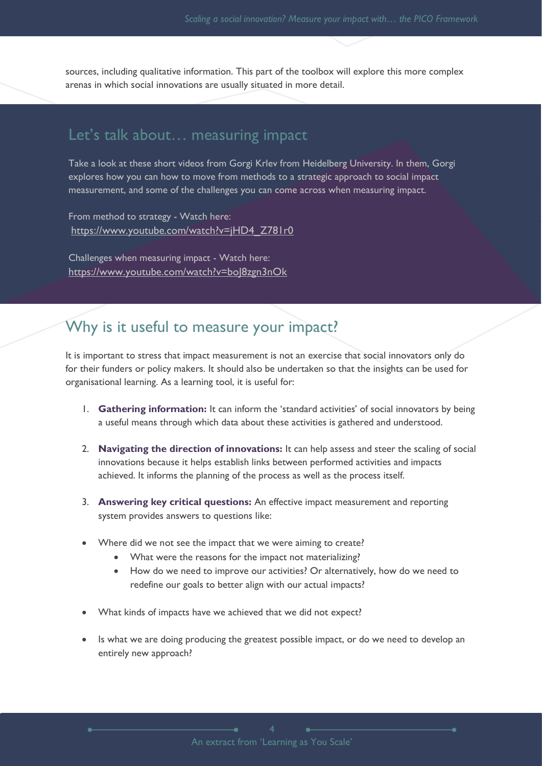sources, including qualitative information. This part of the toolbox will explore this more complex arenas in which social innovations are usually situated in more detail.

## Let's talk about… measuring impact

Take a look at these short videos from Gorgi Krlev from Heidelberg University. In them, Gorgi explores how you can how to move from methods to a strategic approach to social impact measurement, and some of the challenges you can come across when measuring impact.

From method to strategy - Watch here:
https://www.youtube.com/watch?v=jHD4_Z781r0

Challenges when measuring impact - Watch here:
https://www.youtube.com/watch?v=boJ8zgn3nOk

## Why is it useful to measure your impact?

It is important to stress that impact measurement is not an exercise that social innovators only do for their funders or policy makers. It should also be undertaken so that the insights can be used for organisational learning. As a learning tool, it is useful for:

1. **Gathering information:** It can inform the 'standard activities' of social innovators by being a useful means through which data about these activities is gathered and understood.
2. **Navigating the direction of innovations:** It can help assess and steer the scaling of social innovations because it helps establish links between performed activities and impacts achieved. It informs the planning of the process as well as the process itself.
3. **Answering key critical questions:** An effective impact measurement and reporting system provides answers to questions like:

- Where did we not see the impact that we were aiming to create?
  - What were the reasons for the impact not materializing?
  - How do we need to improve our activities? Or alternatively, how do we need to redefine our goals to better align with our actual impacts?
- What kinds of impacts have we achieved that we did not expect?
- Is what we are doing producing the greatest possible impact, or do we need to develop an entirely new approach?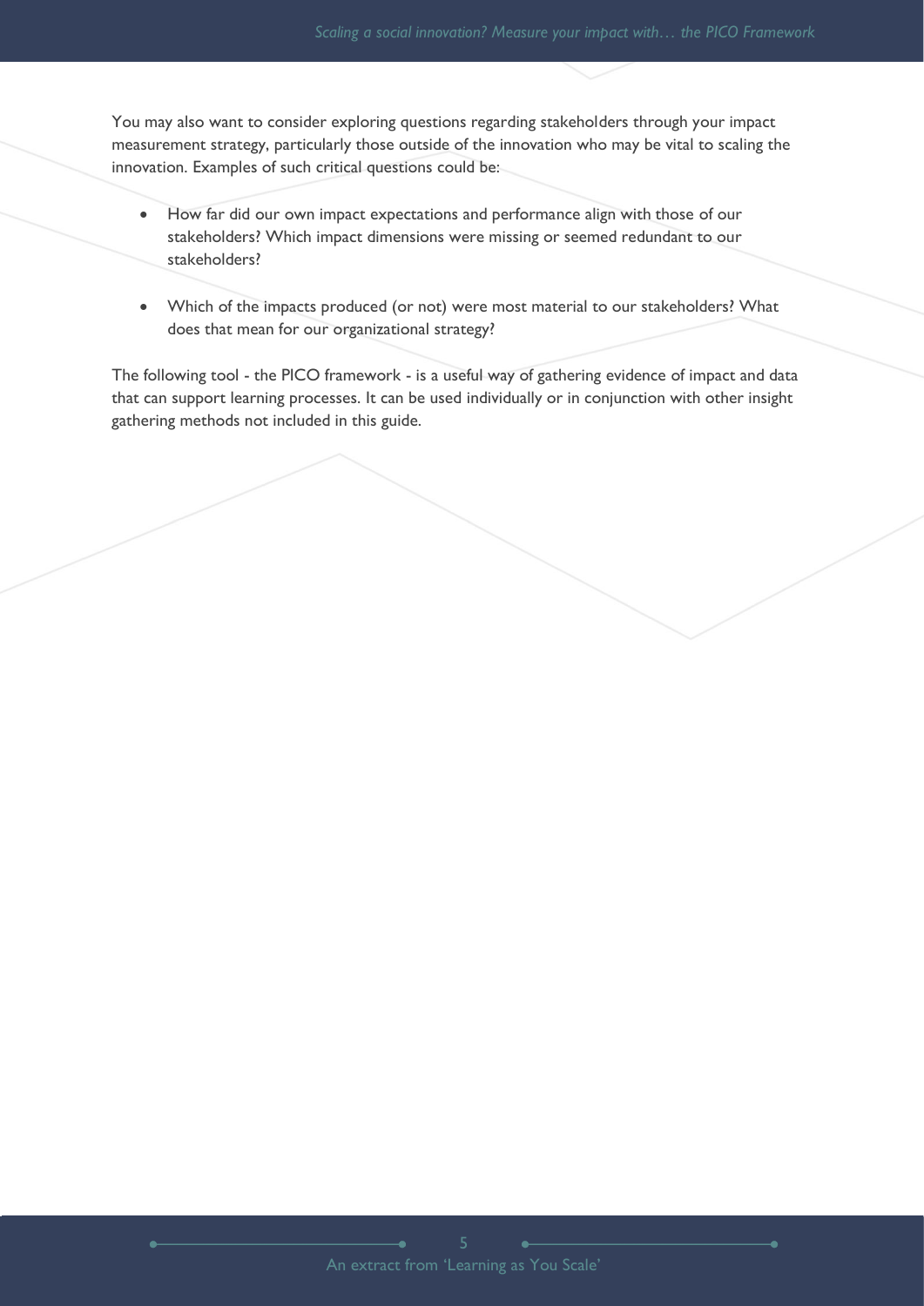You may also want to consider exploring questions regarding stakeholders through your impact measurement strategy, particularly those outside of the innovation who may be vital to scaling the innovation. Examples of such critical questions could be:

- How far did our own impact expectations and performance align with those of our stakeholders? Which impact dimensions were missing or seemed redundant to our stakeholders?

- Which of the impacts produced (or not) were most material to our stakeholders? What does that mean for our organizational strategy?

The following tool - the PICO framework - is a useful way of gathering evidence of impact and data that can support learning processes. It can be used individually or in conjunction with other insight gathering methods not included in this guide.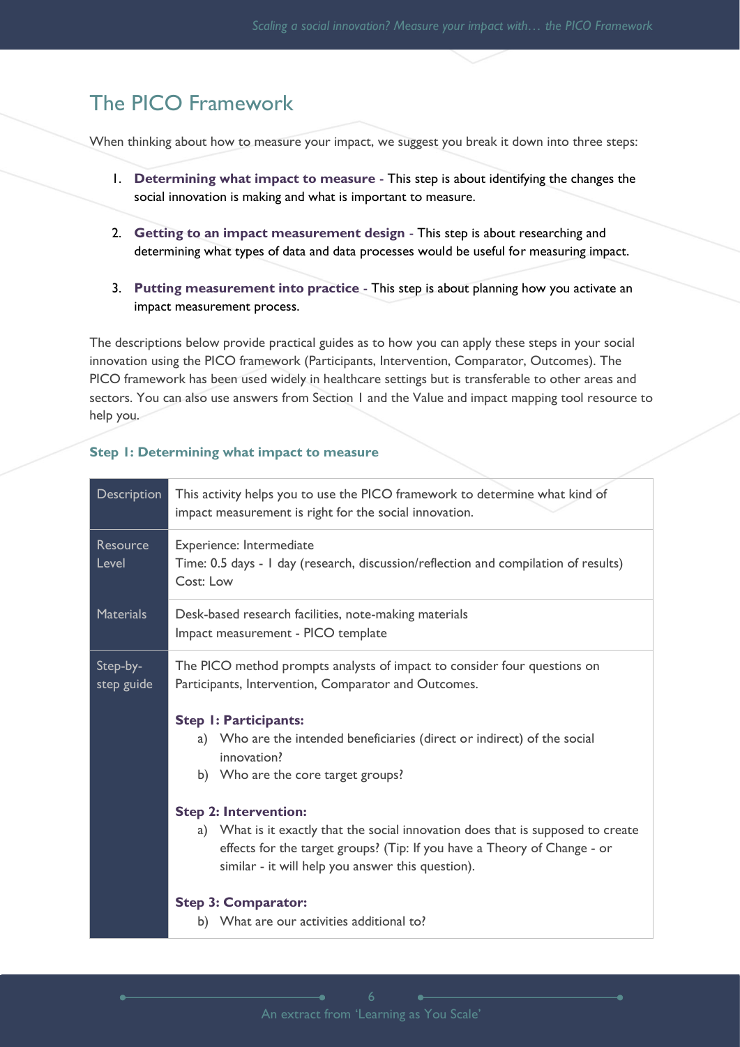## The PICO Framework

When thinking about how to measure your impact, we suggest you break it down into three steps:

1. **Determining what impact to measure** - This step is about identifying the changes the social innovation is making and what is important to measure.
2. **Getting to an impact measurement design** - This step is about researching and determining what types of data and data processes would be useful for measuring impact.
3. **Putting measurement into practice** - This step is about planning how you activate an impact measurement process.

The descriptions below provide practical guides as to how you can apply these steps in your social innovation using the PICO framework (Participants, Intervention, Comparator, Outcomes). The PICO framework has been used widely in healthcare settings but is transferable to other areas and sectors. You can also use answers from Section 1 and the Value and impact mapping tool resource to help you.

### Step 1: Determining what impact to measure

| | |
|---|---|
| Description | This activity helps you to use the PICO framework to determine what kind of impact measurement is right for the social innovation. |
| Resource Level | Experience: Intermediate<br>Time: 0.5 days - 1 day (research, discussion/reflection and compilation of results)<br>Cost: Low |
| Materials | Desk-based research facilities, note-making materials<br>Impact measurement - PICO template |
| Step-by-step guide | The PICO method prompts analysts of impact to consider four questions on Participants, Intervention, Comparator and Outcomes.<br><br>**Step 1: Participants:**<br>a) Who are the intended beneficiaries (direct or indirect) of the social innovation?<br>b) Who are the core target groups?<br><br>**Step 2: Intervention:**<br>a) What is it exactly that the social innovation does that is supposed to create effects for the target groups? (Tip: If you have a Theory of Change - or similar - it will help you answer this question).<br><br>**Step 3: Comparator:**<br>b) What are our activities additional to? |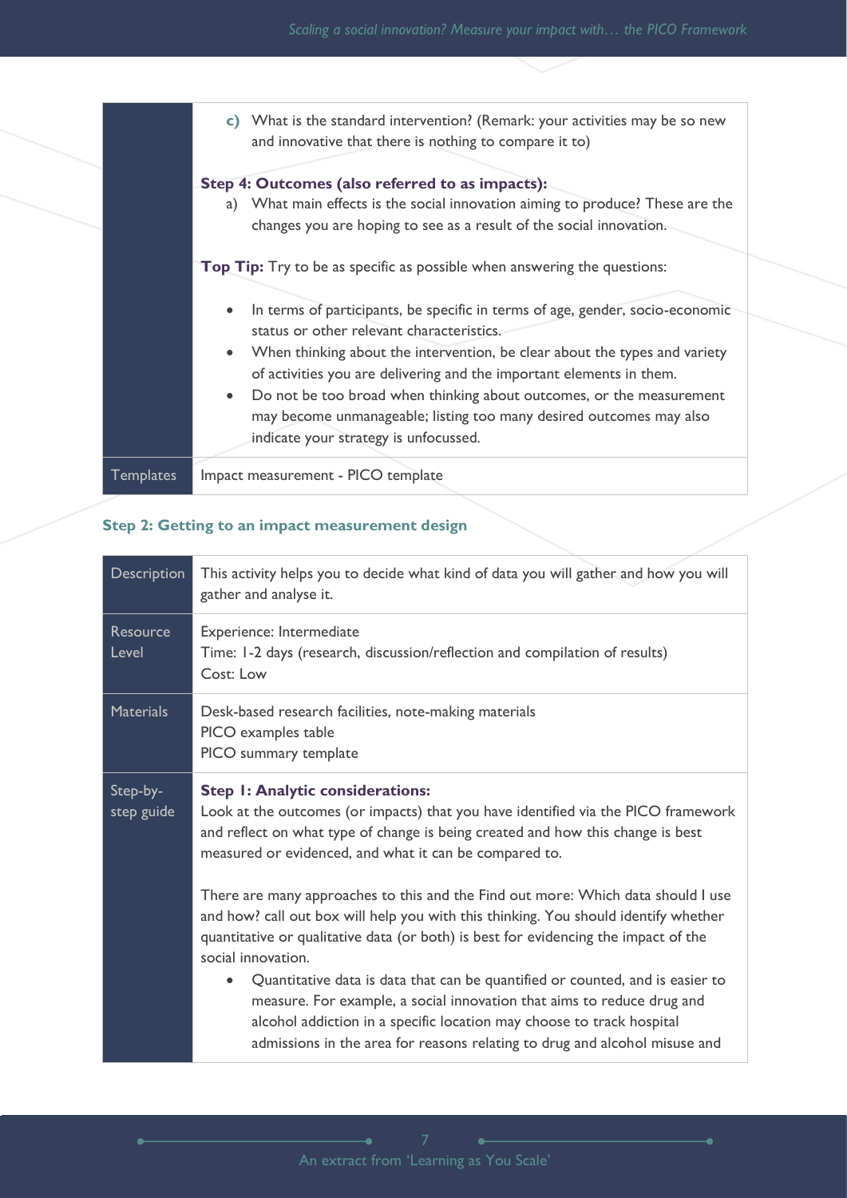| | |
|---|---|
| | **c)** What is the standard intervention? (Remark: your activities may be so new and innovative that there is nothing to compare it to)<br><br>**Step 4: Outcomes (also referred to as impacts):**<br>a) What main effects is the social innovation aiming to produce? These are the changes you are hoping to see as a result of the social innovation.<br><br>**Top Tip:** Try to be as specific as possible when answering the questions:<br><br>• In terms of participants, be specific in terms of age, gender, socio-economic status or other relevant characteristics.<br>• When thinking about the intervention, be clear about the types and variety of activities you are delivering and the important elements in them.<br>• Do not be too broad when thinking about outcomes, or the measurement may become unmanageable; listing too many desired outcomes may also indicate your strategy is unfocussed. |
| Templates | Impact measurement - PICO template |

### Step 2: Getting to an impact measurement design

| | |
|---|---|
| Description | This activity helps you to decide what kind of data you will gather and how you will gather and analyse it. |
| Resource Level | Experience: Intermediate<br>Time: 1-2 days (research, discussion/reflection and compilation of results)<br>Cost: Low |
| Materials | Desk-based research facilities, note-making materials<br>PICO examples table<br>PICO summary template |
| Step-by-step guide | **Step 1: Analytic considerations:**<br>Look at the outcomes (or impacts) that you have identified via the PICO framework and reflect on what type of change is being created and how this change is best measured or evidenced, and what it can be compared to.<br><br>There are many approaches to this and the Find out more: Which data should I use and how? call out box will help you with this thinking. You should identify whether quantitative or qualitative data (or both) is best for evidencing the impact of the social innovation.<br>• Quantitative data is data that can be quantified or counted, and is easier to measure. For example, a social innovation that aims to reduce drug and alcohol addiction in a specific location may choose to track hospital admissions in the area for reasons relating to drug and alcohol misuse and |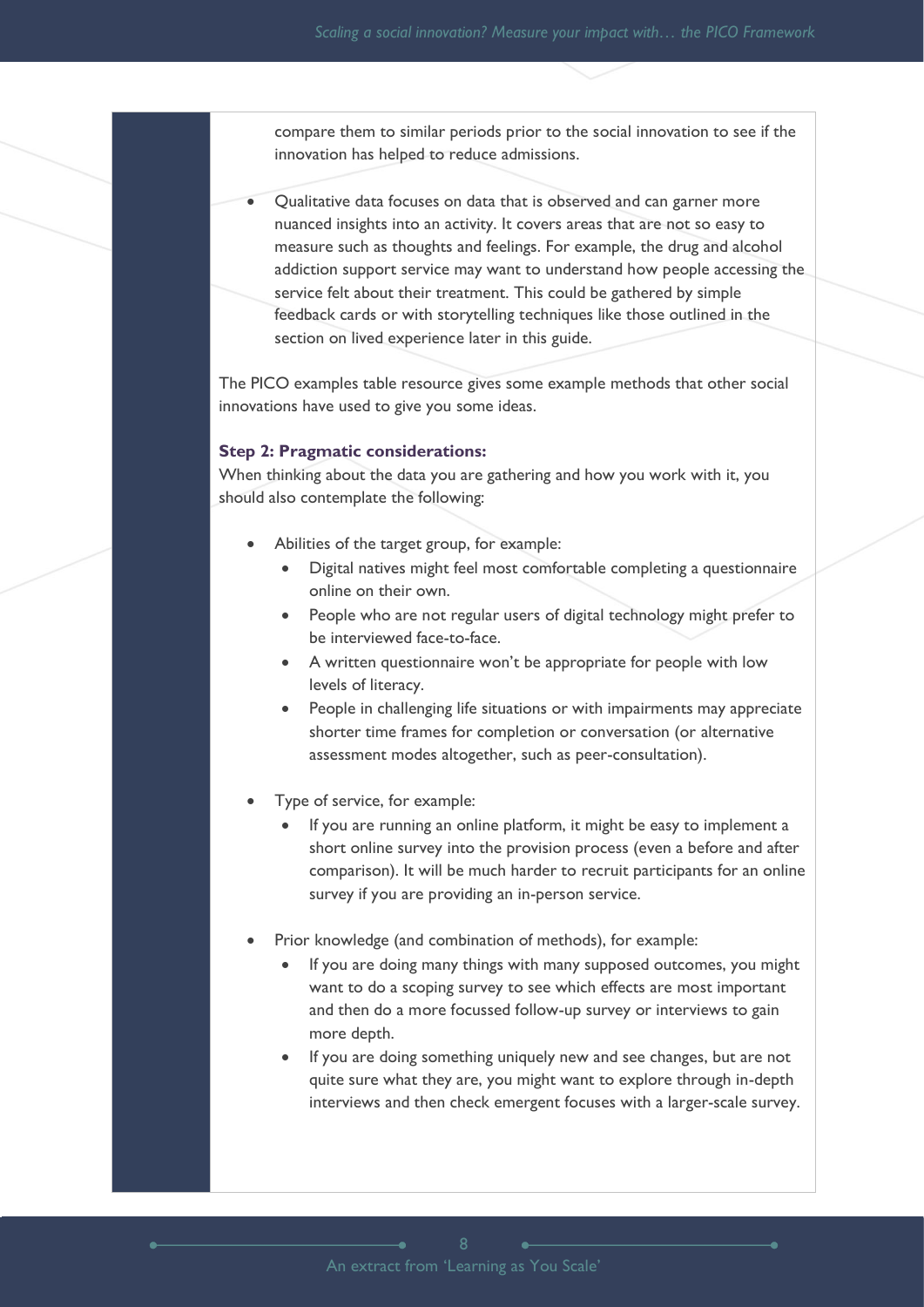compare them to similar periods prior to the social innovation to see if the innovation has helped to reduce admissions.

- Qualitative data focuses on data that is observed and can garner more nuanced insights into an activity. It covers areas that are not so easy to measure such as thoughts and feelings. For example, the drug and alcohol addiction support service may want to understand how people accessing the service felt about their treatment. This could be gathered by simple feedback cards or with storytelling techniques like those outlined in the section on lived experience later in this guide.

The PICO examples table resource gives some example methods that other social innovations have used to give you some ideas.

**Step 2: Pragmatic considerations:**
When thinking about the data you are gathering and how you work with it, you should also contemplate the following:

- Abilities of the target group, for example:
  - Digital natives might feel most comfortable completing a questionnaire online on their own.
  - People who are not regular users of digital technology might prefer to be interviewed face-to-face.
  - A written questionnaire won't be appropriate for people with low levels of literacy.
  - People in challenging life situations or with impairments may appreciate shorter time frames for completion or conversation (or alternative assessment modes altogether, such as peer-consultation).

- Type of service, for example:
  - If you are running an online platform, it might be easy to implement a short online survey into the provision process (even a before and after comparison). It will be much harder to recruit participants for an online survey if you are providing an in-person service.

- Prior knowledge (and combination of methods), for example:
  - If you are doing many things with many supposed outcomes, you might want to do a scoping survey to see which effects are most important and then do a more focussed follow-up survey or interviews to gain more depth.
  - If you are doing something uniquely new and see changes, but are not quite sure what they are, you might want to explore through in-depth interviews and then check emergent focuses with a larger-scale survey.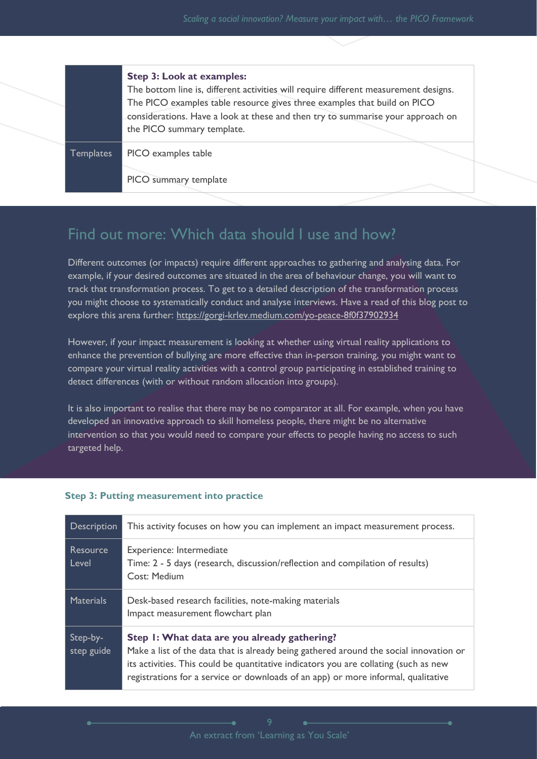| | |
|---|---|
| | **Step 3: Look at examples:** The bottom line is, different activities will require different measurement designs. The PICO examples table resource gives three examples that build on PICO considerations. Have a look at these and then try to summarise your approach on the PICO summary template. |
| Templates | PICO examples table<br><br>PICO summary template |

## Find out more: Which data should I use and how?

Different outcomes (or impacts) require different approaches to gathering and analysing data. For example, if your desired outcomes are situated in the area of behaviour change, you will want to track that transformation process. To get to a detailed description of the transformation process you might choose to systematically conduct and analyse interviews. Have a read of this blog post to explore this arena further: https://gorgi-krlev.medium.com/yo-peace-8f0f37902934

However, if your impact measurement is looking at whether using virtual reality applications to enhance the prevention of bullying are more effective than in-person training, you might want to compare your virtual reality activities with a control group participating in established training to detect differences (with or without random allocation into groups).

It is also important to realise that there may be no comparator at all. For example, when you have developed an innovative approach to skill homeless people, there might be no alternative intervention so that you would need to compare your effects to people having no access to such targeted help.

### Step 3: Putting measurement into practice

| | |
|---|---|
| Description | This activity focuses on how you can implement an impact measurement process. |
| Resource Level | Experience: Intermediate<br>Time: 2 - 5 days (research, discussion/reflection and compilation of results)<br>Cost: Medium |
| Materials | Desk-based research facilities, note-making materials<br>Impact measurement flowchart plan |
| Step-by-step guide | **Step 1: What data are you already gathering?**<br>Make a list of the data that is already being gathered around the social innovation or its activities. This could be quantitative indicators you are collating (such as new registrations for a service or downloads of an app) or more informal, qualitative |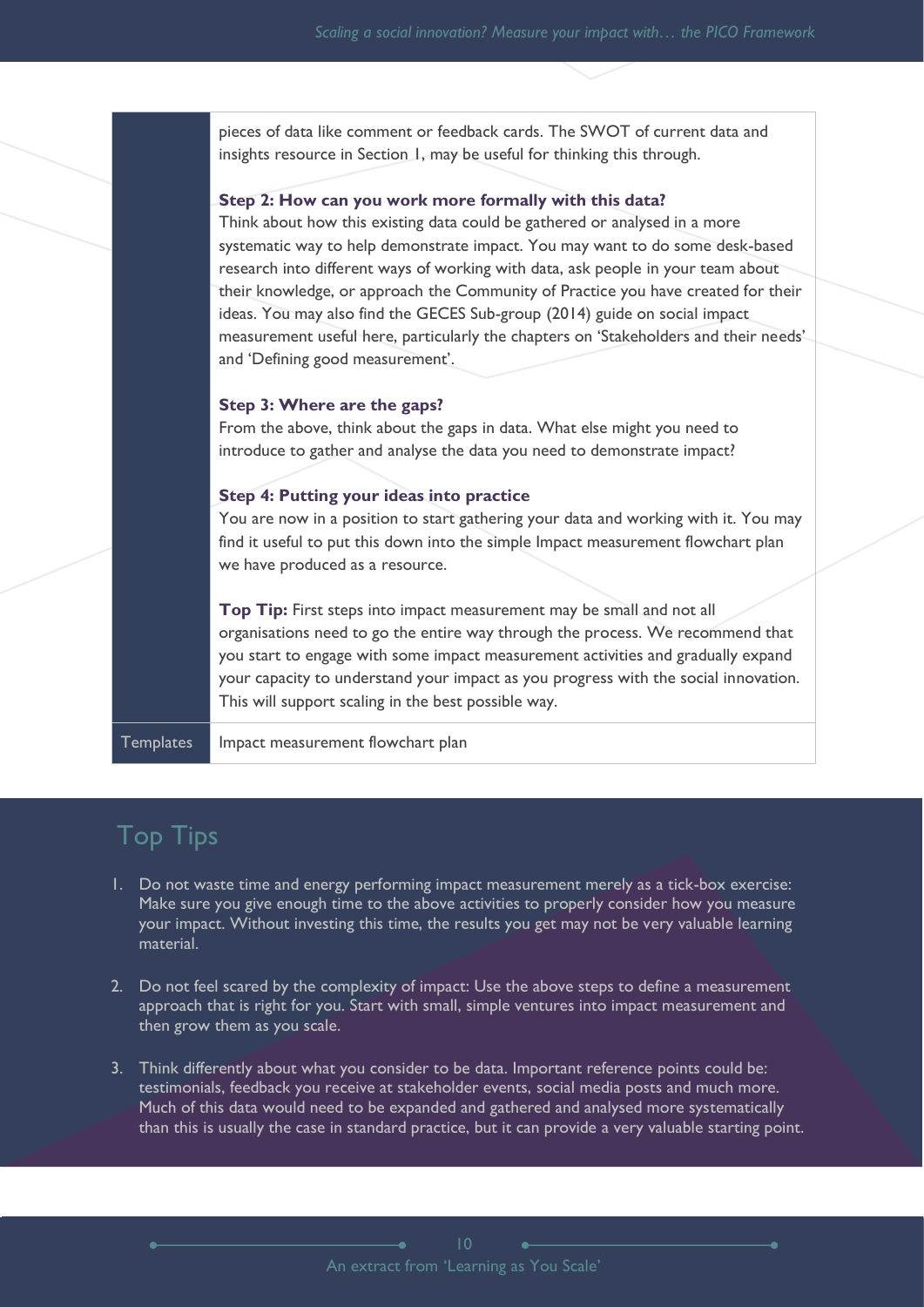| | |
|---|---|
| | pieces of data like comment or feedback cards. The SWOT of current data and insights resource in Section 1, may be useful for thinking this through.<br><br>**Step 2: How can you work more formally with this data?**<br>Think about how this existing data could be gathered or analysed in a more systematic way to help demonstrate impact. You may want to do some desk-based research into different ways of working with data, ask people in your team about their knowledge, or approach the Community of Practice you have created for their ideas. You may also find the GECES Sub-group (2014) guide on social impact measurement useful here, particularly the chapters on 'Stakeholders and their needs' and 'Defining good measurement'.<br><br>**Step 3: Where are the gaps?**<br>From the above, think about the gaps in data. What else might you need to introduce to gather and analyse the data you need to demonstrate impact?<br><br>**Step 4: Putting your ideas into practice**<br>You are now in a position to start gathering your data and working with it. You may find it useful to put this down into the simple Impact measurement flowchart plan we have produced as a resource.<br><br>**Top Tip:** First steps into impact measurement may be small and not all organisations need to go the entire way through the process. We recommend that you start to engage with some impact measurement activities and gradually expand your capacity to understand your impact as you progress with the social innovation. This will support scaling in the best possible way. |
| Templates | Impact measurement flowchart plan |

## Top Tips

1. Do not waste time and energy performing impact measurement merely as a tick-box exercise: Make sure you give enough time to the above activities to properly consider how you measure your impact. Without investing this time, the results you get may not be very valuable learning material.

2. Do not feel scared by the complexity of impact: Use the above steps to define a measurement approach that is right for you. Start with small, simple ventures into impact measurement and then grow them as you scale.

3. Think differently about what you consider to be data. Important reference points could be: testimonials, feedback you receive at stakeholder events, social media posts and much more. Much of this data would need to be expanded and gathered and analysed more systematically than this is usually the case in standard practice, but it can provide a very valuable starting point.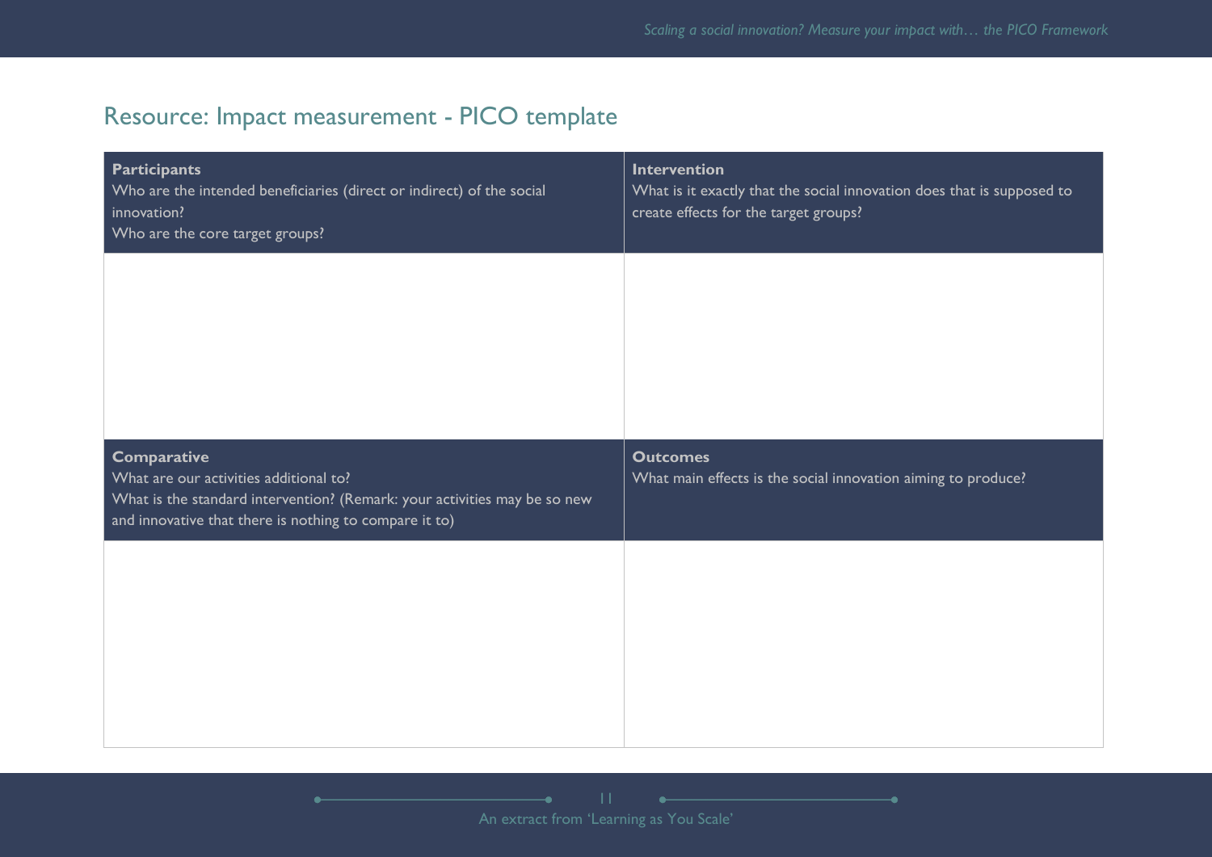## Resource: Impact measurement - PICO template

| **Participants**<br>Who are the intended beneficiaries (direct or indirect) of the social innovation?<br>Who are the core target groups? | **Intervention**<br>What is it exactly that the social innovation does that is supposed to create effects for the target groups? |
|---|---|
| | |
| **Comparative**<br>What are our activities additional to?<br>What is the standard intervention? (Remark: your activities may be so new and innovative that there is nothing to compare it to) | **Outcomes**<br>What main effects is the social innovation aiming to produce? |
| | |

An extract from 'Learning as You Scale'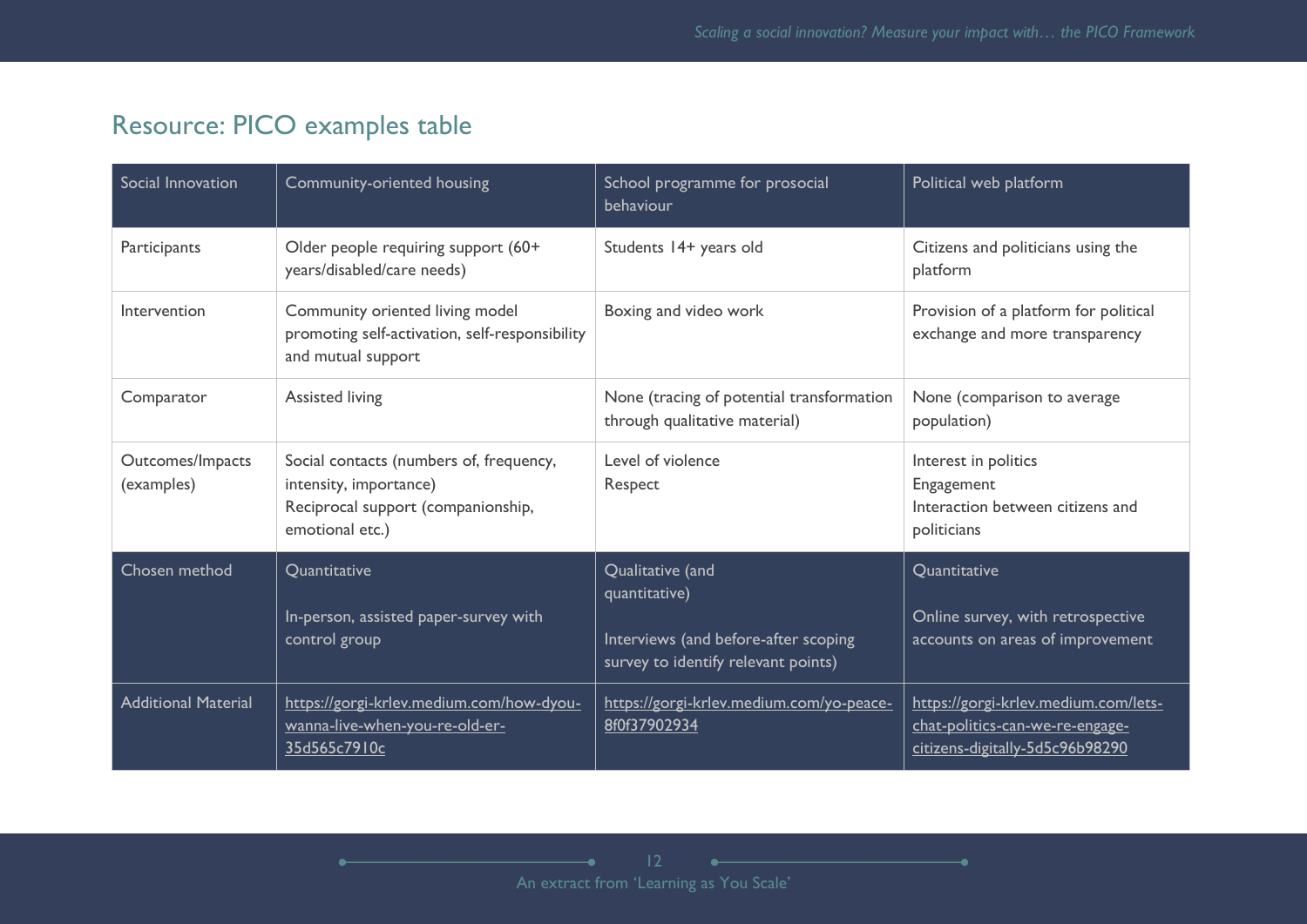## Resource: PICO examples table

| Social Innovation | Community-oriented housing | School programme for prosocial behaviour | Political web platform |
|---|---|---|---|
| Participants | Older people requiring support (60+ years/disabled/care needs) | Students 14+ years old | Citizens and politicians using the platform |
| Intervention | Community oriented living model promoting self-activation, self-responsibility and mutual support | Boxing and video work | Provision of a platform for political exchange and more transparency |
| Comparator | Assisted living | None (tracing of potential transformation through qualitative material) | None (comparison to average population) |
| Outcomes/Impacts (examples) | Social contacts (numbers of, frequency, intensity, importance)<br>Reciprocal support (companionship, emotional etc.) | Level of violence<br>Respect | Interest in politics<br>Engagement<br>Interaction between citizens and politicians |
| Chosen method | Quantitative<br><br>In-person, assisted paper-survey with control group | Qualitative (and quantitative)<br><br>Interviews (and before-after scoping survey to identify relevant points) | Quantitative<br><br>Online survey, with retrospective accounts on areas of improvement |
| Additional Material | https://gorgi-krlev.medium.com/how-dyou-wanna-live-when-you-re-old-er-35d565c7910c | https://gorgi-krlev.medium.com/yo-peace-8f0f37902934 | https://gorgi-krlev.medium.com/lets-chat-politics-can-we-re-engage-citizens-digitally-5d5c96b98290 |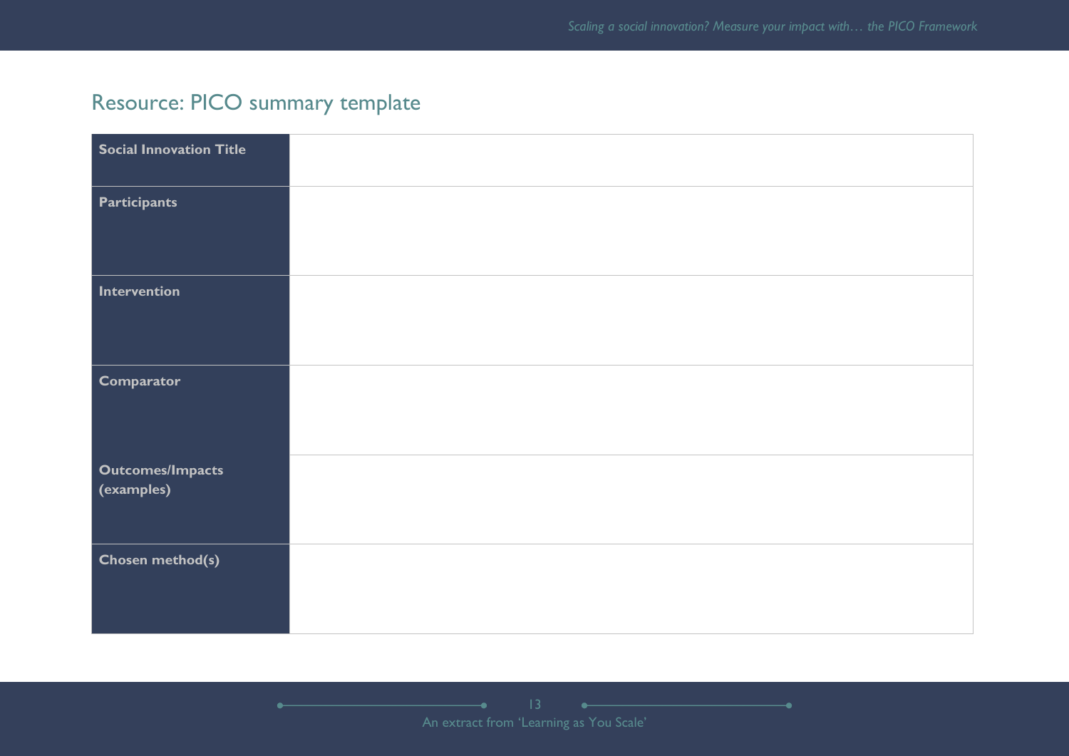## Resource: PICO summary template

| Social Innovation Title | |
|---|---|
| Participants | |
| Intervention | |
| Comparator | |
| Outcomes/Impacts (examples) | |
| Chosen method(s) | |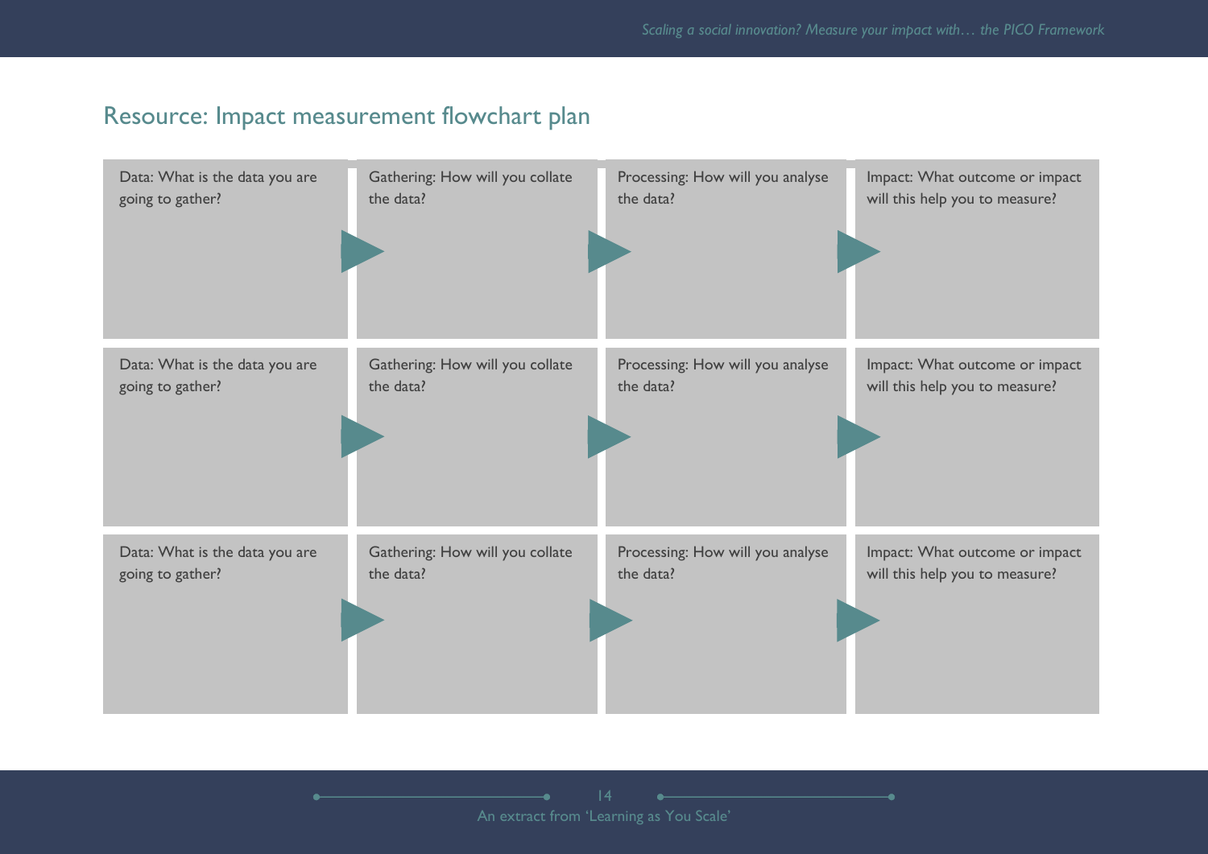## Resource: Impact measurement flowchart plan

| | | | |
|---|---|---|---|
| Data: What is the data you are going to gather? | Gathering: How will you collate the data? | Processing: How will you analyse the data? | Impact: What outcome or impact will this help you to measure? |
| Data: What is the data you are going to gather? | Gathering: How will you collate the data? | Processing: How will you analyse the data? | Impact: What outcome or impact will this help you to measure? |
| Data: What is the data you are going to gather? | Gathering: How will you collate the data? | Processing: How will you analyse the data? | Impact: What outcome or impact will this help you to measure? |

An extract from 'Learning as You Scale'